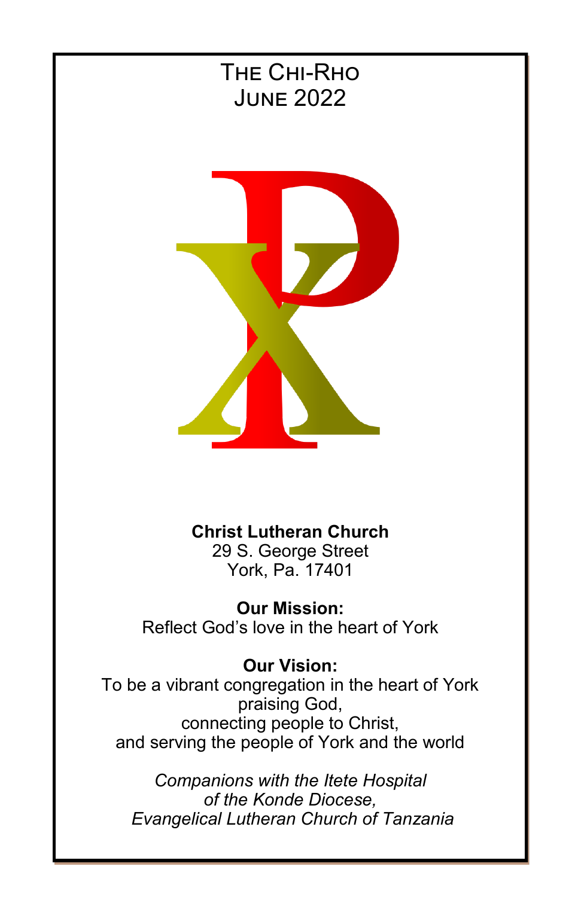# The Chi-Rho
## June 2022

**Christ Lutheran Church**
29 S. George Street
York, Pa. 17401

**Our Mission:**
Reflect God's love in the heart of York

**Our Vision:**
To be a vibrant congregation in the heart of York
praising God,
connecting people to Christ,
and serving the people of York and the world

*Companions with the Itete Hospital*
*of the Konde Diocese,*
*Evangelical Lutheran Church of Tanzania*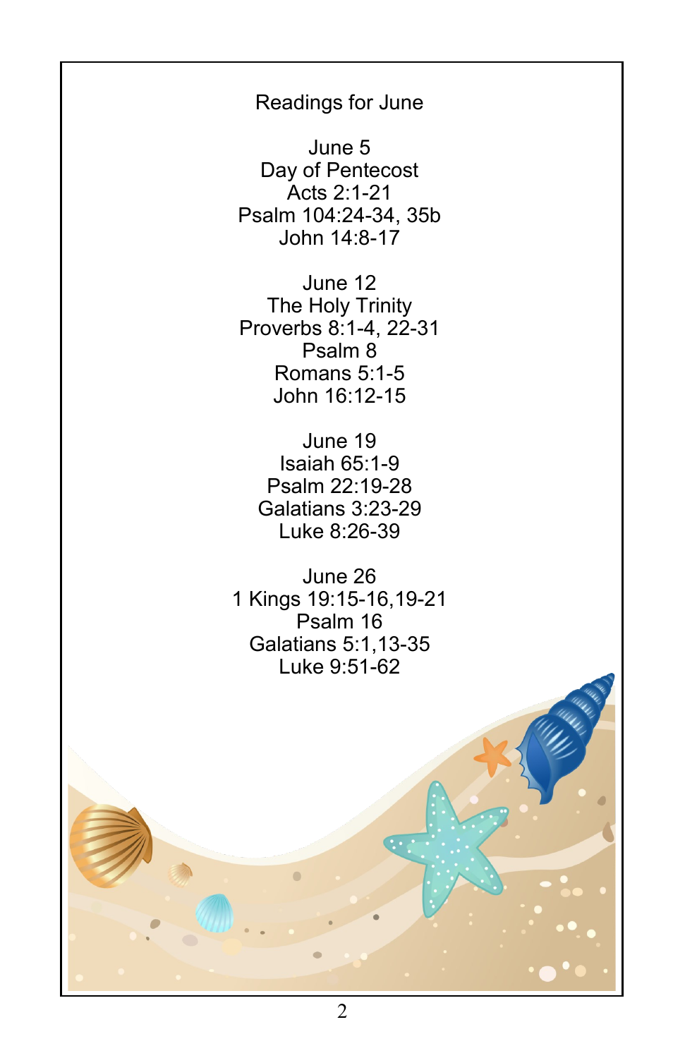# Readings for June

**June 5**
Day of Pentecost
Acts 2:1-21
Psalm 104:24-34, 35b
John 14:8-17

**June 12**
The Holy Trinity
Proverbs 8:1-4, 22-31
Psalm 8
Romans 5:1-5
John 16:12-15

**June 19**
Isaiah 65:1-9
Psalm 22:19-28
Galatians 3:23-29
Luke 8:26-39

**June 26**
1 Kings 19:15-16,19-21
Psalm 16
Galatians 5:1,13-35
Luke 9:51-62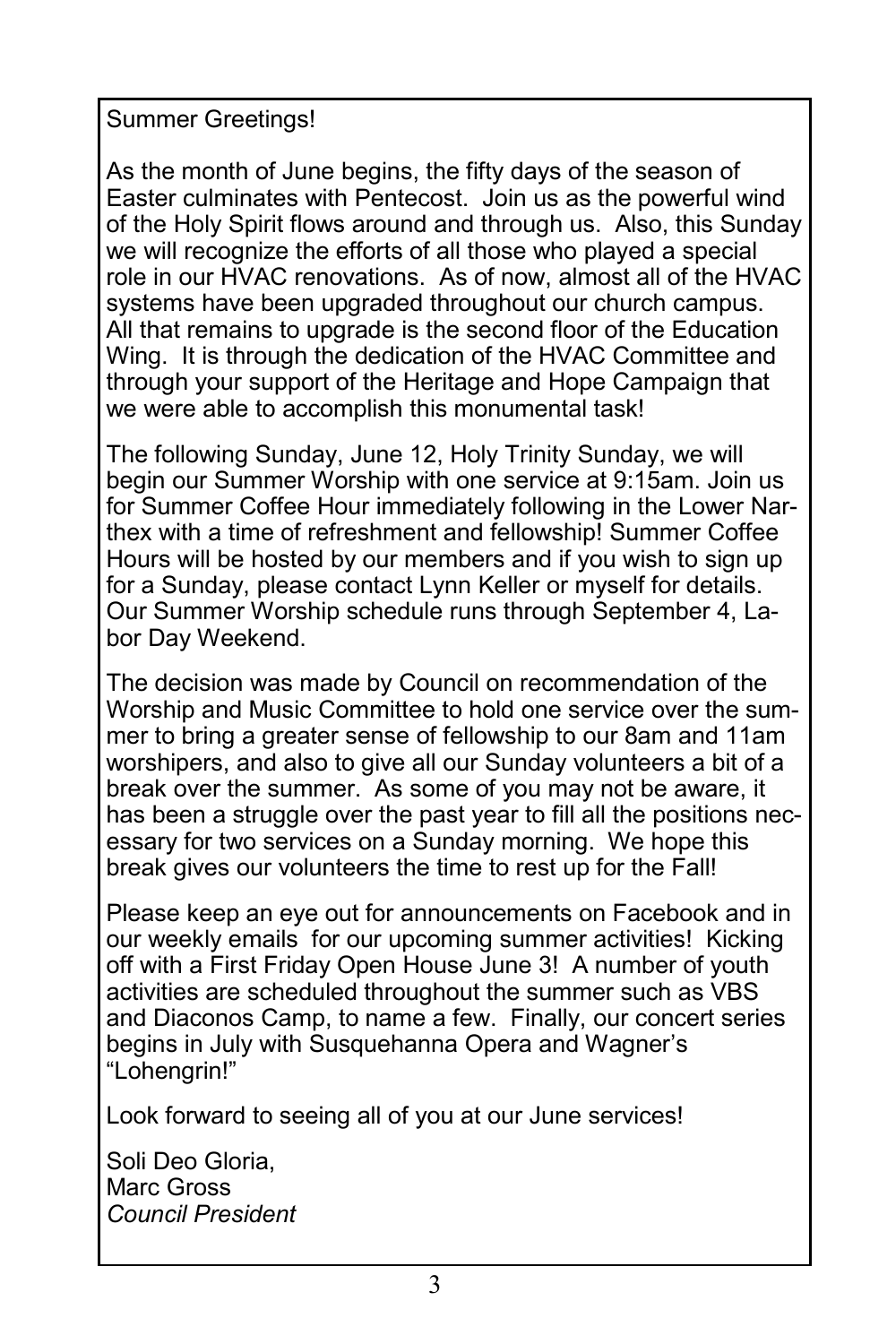Summer Greetings!

As the month of June begins, the fifty days of the season of Easter culminates with Pentecost. Join us as the powerful wind of the Holy Spirit flows around and through us. Also, this Sunday we will recognize the efforts of all those who played a special role in our HVAC renovations. As of now, almost all of the HVAC systems have been upgraded throughout our church campus. All that remains to upgrade is the second floor of the Education Wing. It is through the dedication of the HVAC Committee and through your support of the Heritage and Hope Campaign that we were able to accomplish this monumental task!

The following Sunday, June 12, Holy Trinity Sunday, we will begin our Summer Worship with one service at 9:15am. Join us for Summer Coffee Hour immediately following in the Lower Narthex with a time of refreshment and fellowship! Summer Coffee Hours will be hosted by our members and if you wish to sign up for a Sunday, please contact Lynn Keller or myself for details. Our Summer Worship schedule runs through September 4, Labor Day Weekend.

The decision was made by Council on recommendation of the Worship and Music Committee to hold one service over the summer to bring a greater sense of fellowship to our 8am and 11am worshipers, and also to give all our Sunday volunteers a bit of a break over the summer. As some of you may not be aware, it has been a struggle over the past year to fill all the positions necessary for two services on a Sunday morning. We hope this break gives our volunteers the time to rest up for the Fall!

Please keep an eye out for announcements on Facebook and in our weekly emails for our upcoming summer activities! Kicking off with a First Friday Open House June 3! A number of youth activities are scheduled throughout the summer such as VBS and Diaconos Camp, to name a few. Finally, our concert series begins in July with Susquehanna Opera and Wagner's "Lohengrin!"

Look forward to seeing all of you at our June services!

Soli Deo Gloria,  
Marc Gross  
*Council President*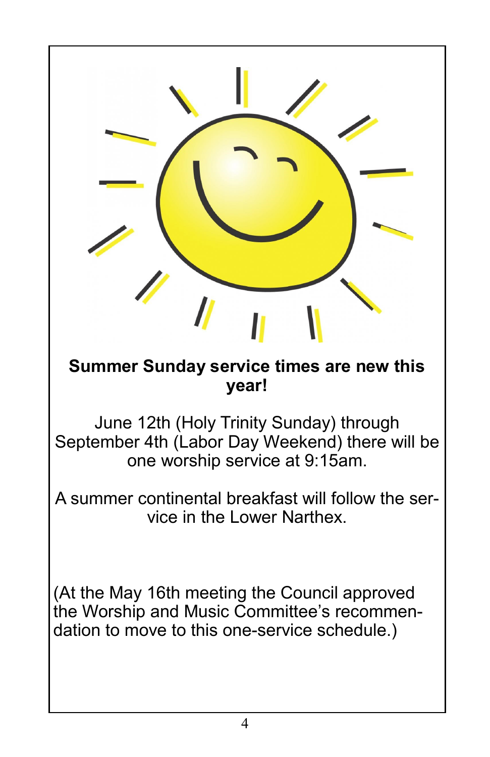**Summer Sunday service times are new this year!**

June 12th (Holy Trinity Sunday) through September 4th (Labor Day Weekend) there will be one worship service at 9:15am.

A summer continental breakfast will follow the service in the Lower Narthex.

(At the May 16th meeting the Council approved the Worship and Music Committee's recommendation to move to this one-service schedule.)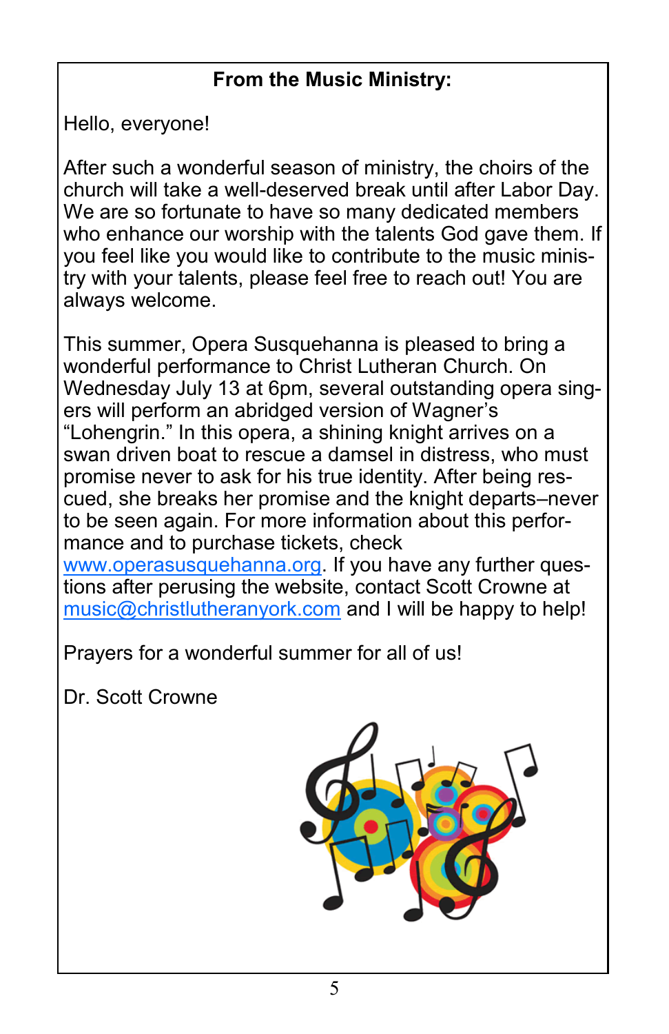## From the Music Ministry:

Hello, everyone!

After such a wonderful season of ministry, the choirs of the church will take a well-deserved break until after Labor Day. We are so fortunate to have so many dedicated members who enhance our worship with the talents God gave them. If you feel like you would like to contribute to the music ministry with your talents, please feel free to reach out! You are always welcome.

This summer, Opera Susquehanna is pleased to bring a wonderful performance to Christ Lutheran Church. On Wednesday July 13 at 6pm, several outstanding opera singers will perform an abridged version of Wagner's "Lohengrin." In this opera, a shining knight arrives on a swan driven boat to rescue a damsel in distress, who must promise never to ask for his true identity. After being rescued, she breaks her promise and the knight departs–never to be seen again. For more information about this performance and to purchase tickets, check www.operasusquehanna.org. If you have any further questions after perusing the website, contact Scott Crowne at music@christlutheranyork.com and I will be happy to help!

Prayers for a wonderful summer for all of us!

Dr. Scott Crowne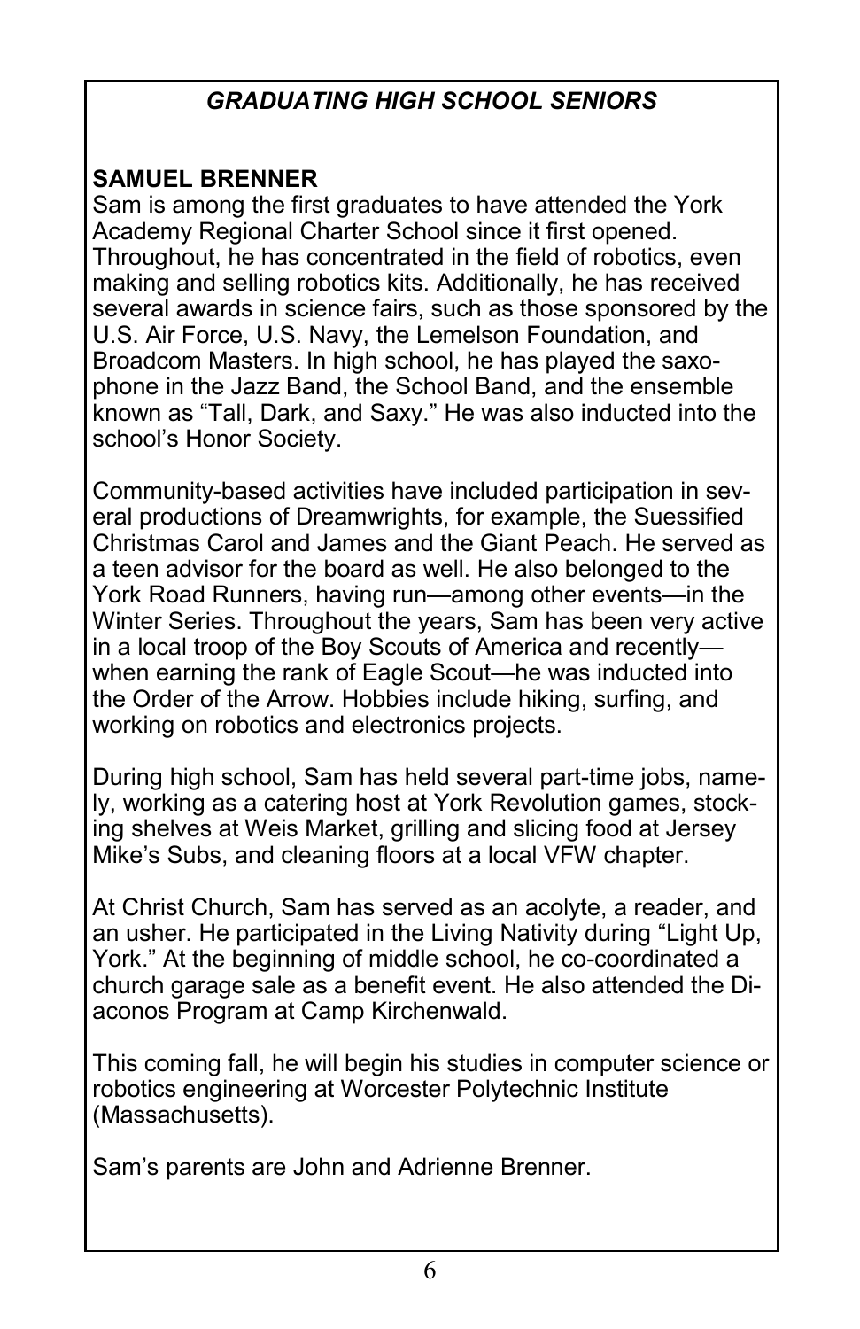## *GRADUATING HIGH SCHOOL SENIORS*

**SAMUEL BRENNER**

Sam is among the first graduates to have attended the York Academy Regional Charter School since it first opened. Throughout, he has concentrated in the field of robotics, even making and selling robotics kits. Additionally, he has received several awards in science fairs, such as those sponsored by the U.S. Air Force, U.S. Navy, the Lemelson Foundation, and Broadcom Masters. In high school, he has played the saxophone in the Jazz Band, the School Band, and the ensemble known as "Tall, Dark, and Saxy." He was also inducted into the school's Honor Society.

Community-based activities have included participation in several productions of Dreamwrights, for example, the Suessified Christmas Carol and James and the Giant Peach. He served as a teen advisor for the board as well. He also belonged to the York Road Runners, having run—among other events—in the Winter Series. Throughout the years, Sam has been very active in a local troop of the Boy Scouts of America and recently—when earning the rank of Eagle Scout—he was inducted into the Order of the Arrow. Hobbies include hiking, surfing, and working on robotics and electronics projects.

During high school, Sam has held several part-time jobs, namely, working as a catering host at York Revolution games, stocking shelves at Weis Market, grilling and slicing food at Jersey Mike's Subs, and cleaning floors at a local VFW chapter.

At Christ Church, Sam has served as an acolyte, a reader, and an usher. He participated in the Living Nativity during "Light Up, York." At the beginning of middle school, he co-coordinated a church garage sale as a benefit event. He also attended the Diaconos Program at Camp Kirchenwald.

This coming fall, he will begin his studies in computer science or robotics engineering at Worcester Polytechnic Institute (Massachusetts).

Sam's parents are John and Adrienne Brenner.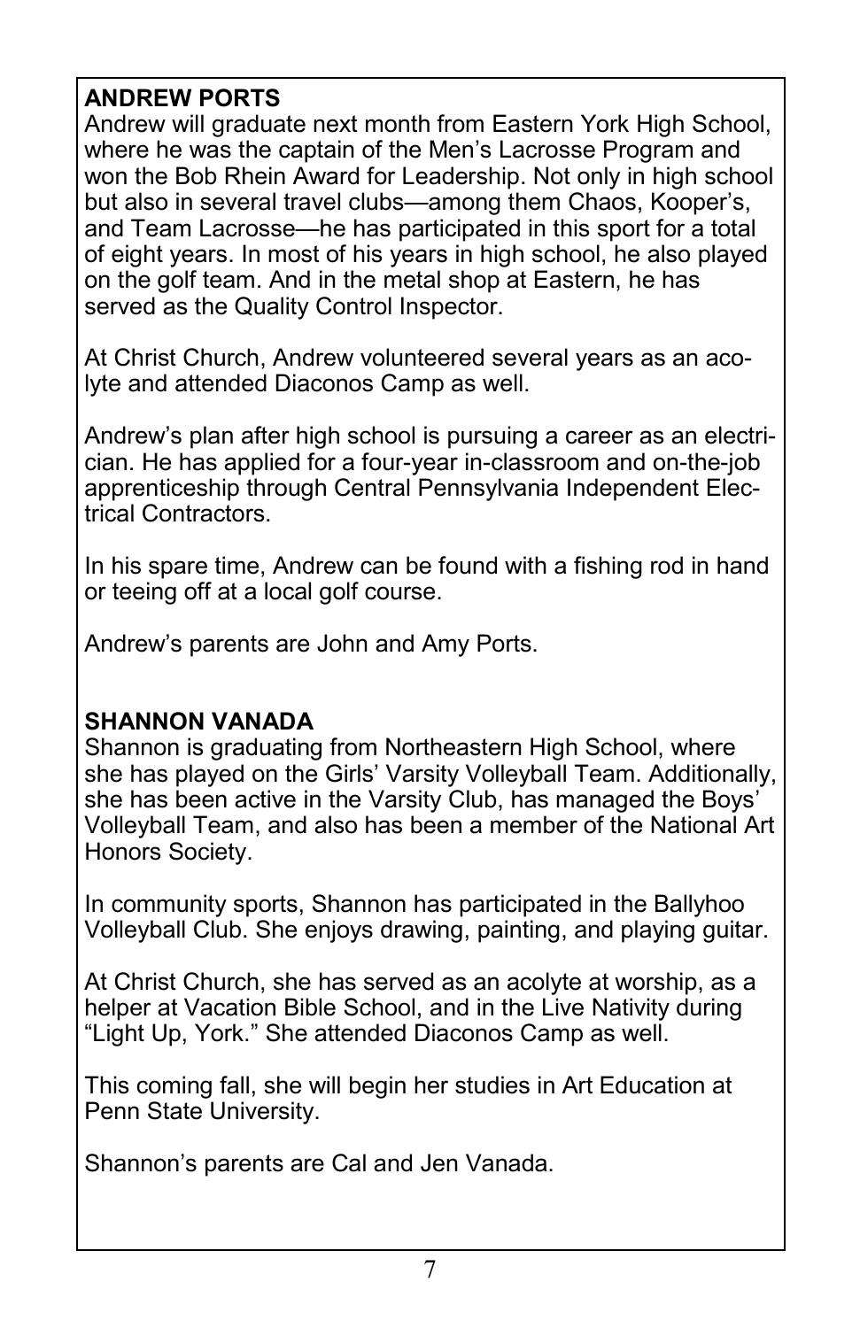**ANDREW PORTS**

Andrew will graduate next month from Eastern York High School, where he was the captain of the Men's Lacrosse Program and won the Bob Rhein Award for Leadership. Not only in high school but also in several travel clubs—among them Chaos, Kooper's, and Team Lacrosse—he has participated in this sport for a total of eight years. In most of his years in high school, he also played on the golf team. And in the metal shop at Eastern, he has served as the Quality Control Inspector.

At Christ Church, Andrew volunteered several years as an acolyte and attended Diaconos Camp as well.

Andrew's plan after high school is pursuing a career as an electrician. He has applied for a four-year in-classroom and on-the-job apprenticeship through Central Pennsylvania Independent Electrical Contractors.

In his spare time, Andrew can be found with a fishing rod in hand or teeing off at a local golf course.

Andrew's parents are John and Amy Ports.

**SHANNON VANADA**

Shannon is graduating from Northeastern High School, where she has played on the Girls' Varsity Volleyball Team. Additionally, she has been active in the Varsity Club, has managed the Boys' Volleyball Team, and also has been a member of the National Art Honors Society.

In community sports, Shannon has participated in the Ballyhoo Volleyball Club. She enjoys drawing, painting, and playing guitar.

At Christ Church, she has served as an acolyte at worship, as a helper at Vacation Bible School, and in the Live Nativity during "Light Up, York." She attended Diaconos Camp as well.

This coming fall, she will begin her studies in Art Education at Penn State University.

Shannon's parents are Cal and Jen Vanada.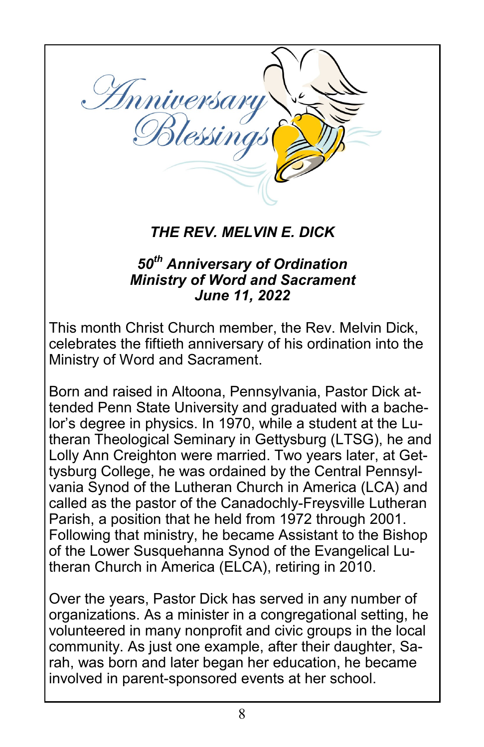# Anniversary Blessings

### *THE REV. MELVIN E. DICK*

***50th Anniversary of Ordination***
***Ministry of Word and Sacrament***
***June 11, 2022***

This month Christ Church member, the Rev. Melvin Dick, celebrates the fiftieth anniversary of his ordination into the Ministry of Word and Sacrament.

Born and raised in Altoona, Pennsylvania, Pastor Dick attended Penn State University and graduated with a bachelor's degree in physics. In 1970, while a student at the Lutheran Theological Seminary in Gettysburg (LTSG), he and Lolly Ann Creighton were married. Two years later, at Gettysburg College, he was ordained by the Central Pennsylvania Synod of the Lutheran Church in America (LCA) and called as the pastor of the Canadochly-Freysville Lutheran Parish, a position that he held from 1972 through 2001. Following that ministry, he became Assistant to the Bishop of the Lower Susquehanna Synod of the Evangelical Lutheran Church in America (ELCA), retiring in 2010.

Over the years, Pastor Dick has served in any number of organizations. As a minister in a congregational setting, he volunteered in many nonprofit and civic groups in the local community. As just one example, after their daughter, Sarah, was born and later began her education, he became involved in parent-sponsored events at her school.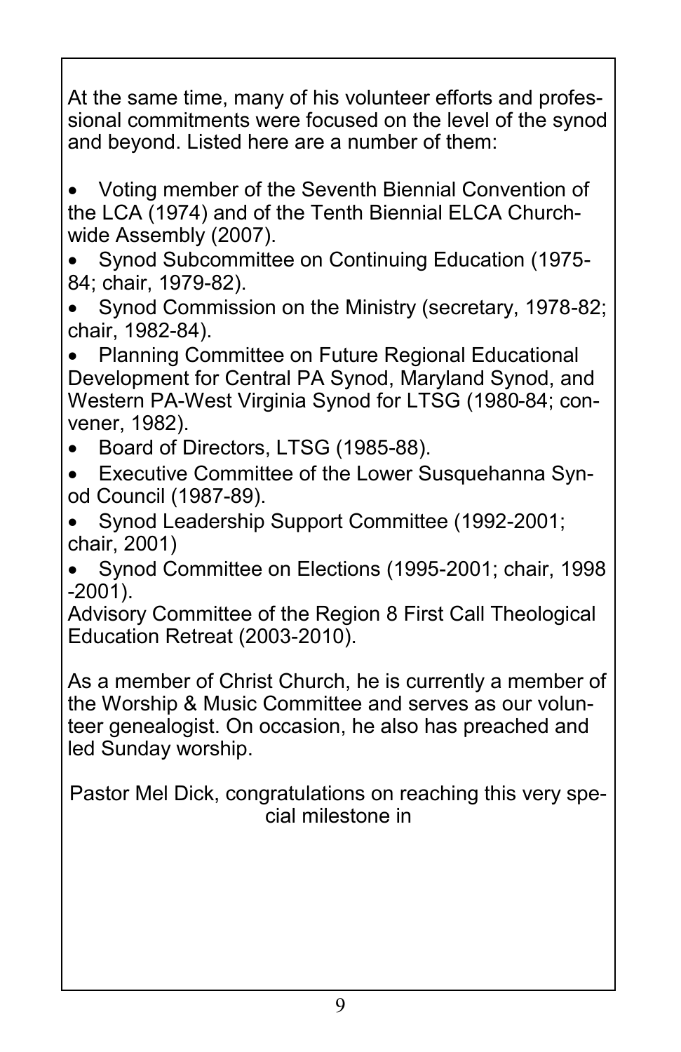At the same time, many of his volunteer efforts and professional commitments were focused on the level of the synod and beyond. Listed here are a number of them:

- Voting member of the Seventh Biennial Convention of the LCA (1974) and of the Tenth Biennial ELCA Churchwide Assembly (2007).
- Synod Subcommittee on Continuing Education (1975-84; chair, 1979-82).
- Synod Commission on the Ministry (secretary, 1978-82; chair, 1982-84).
- Planning Committee on Future Regional Educational Development for Central PA Synod, Maryland Synod, and Western PA-West Virginia Synod for LTSG (1980-84; convener, 1982).
- Board of Directors, LTSG (1985-88).
- Executive Committee of the Lower Susquehanna Synod Council (1987-89).
- Synod Leadership Support Committee (1992-2001; chair, 2001)
- Synod Committee on Elections (1995-2001; chair, 1998-2001).

Advisory Committee of the Region 8 First Call Theological Education Retreat (2003-2010).

As a member of Christ Church, he is currently a member of the Worship & Music Committee and serves as our volunteer genealogist. On occasion, he also has preached and led Sunday worship.

Pastor Mel Dick, congratulations on reaching this very special milestone in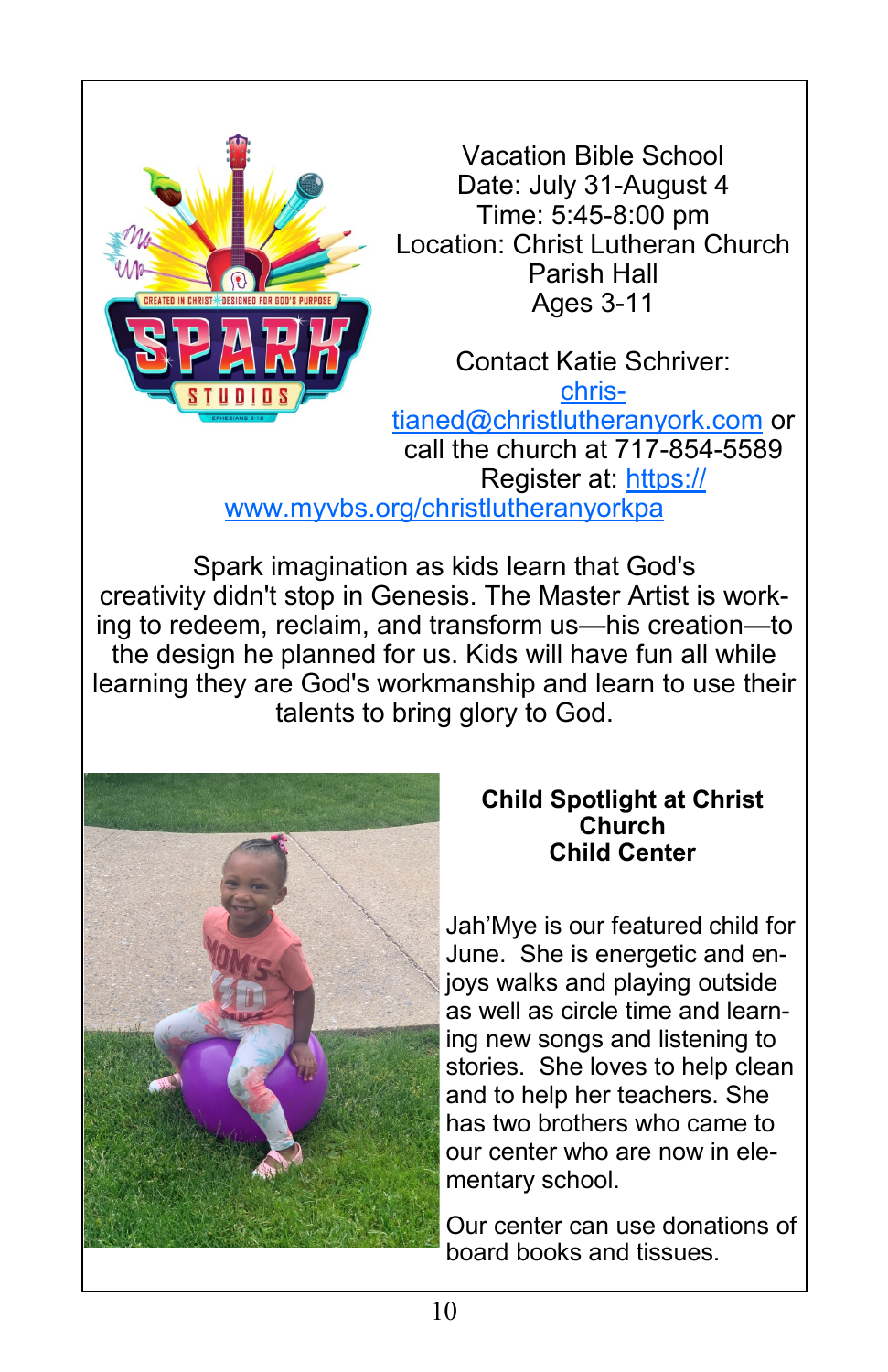Vacation Bible School
Date: July 31-August 4
Time: 5:45-8:00 pm
Location: Christ Lutheran Church Parish Hall
Ages 3-11

Contact Katie Schriver: christianed@christlutheranyork.com or call the church at 717-854-5589
Register at: https://www.myvbs.org/christlutheranyorkpa

Spark imagination as kids learn that God's creativity didn't stop in Genesis. The Master Artist is working to redeem, reclaim, and transform us—his creation—to the design he planned for us. Kids will have fun all while learning they are God's workmanship and learn to use their talents to bring glory to God.

**Child Spotlight at Christ Church Child Center**

Jah'Mye is our featured child for June. She is energetic and enjoys walks and playing outside as well as circle time and learning new songs and listening to stories. She loves to help clean and to help her teachers. She has two brothers who came to our center who are now in elementary school.

Our center can use donations of board books and tissues.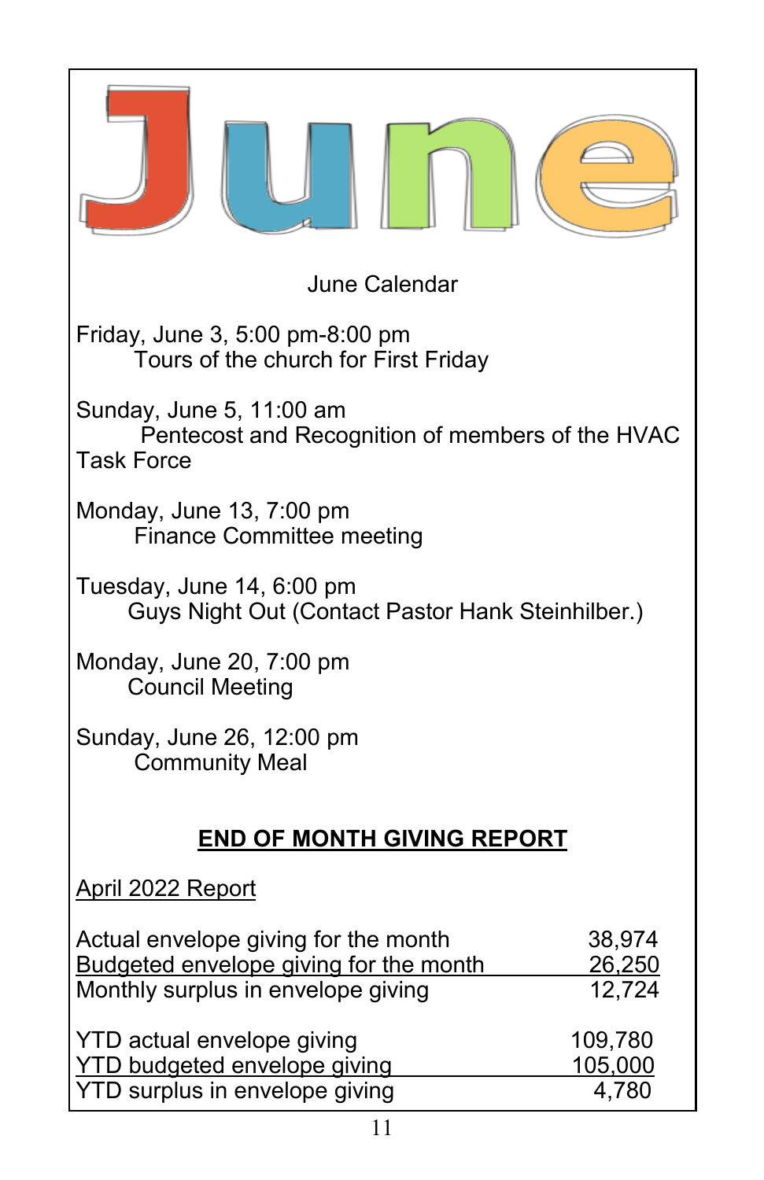# June

June Calendar

Friday, June 3, 5:00 pm-8:00 pm
Tours of the church for First Friday

Sunday, June 5, 11:00 am
Pentecost and Recognition of members of the HVAC Task Force

Monday, June 13, 7:00 pm
Finance Committee meeting

Tuesday, June 14, 6:00 pm
Guys Night Out (Contact Pastor Hank Steinhilber.)

Monday, June 20, 7:00 pm
Council Meeting

Sunday, June 26, 12:00 pm
Community Meal

## **END OF MONTH GIVING REPORT**

April 2022 Report

| | |
|---|---|
| Actual envelope giving for the month | 38,974 |
| Budgeted envelope giving for the month | 26,250 |
| Monthly surplus in envelope giving | 12,724 |
| | |
| YTD actual envelope giving | 109,780 |
| YTD budgeted envelope giving | 105,000 |
| YTD surplus in envelope giving | 4,780 |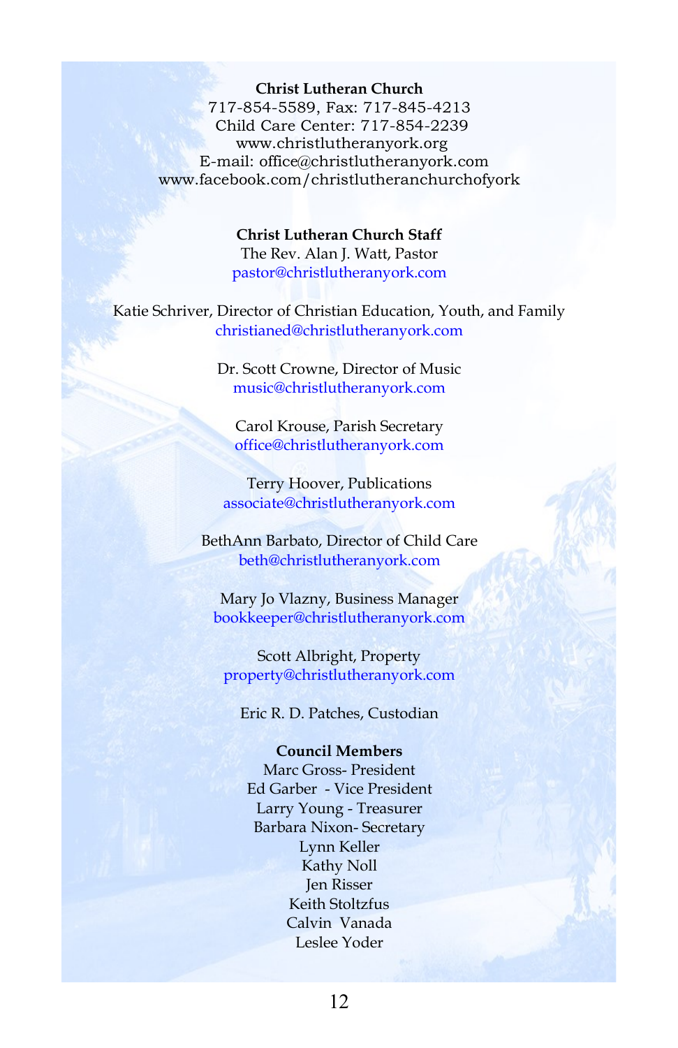**Christ Lutheran Church**
717-854-5589, Fax: 717-845-4213
Child Care Center: 717-854-2239
www.christlutheranyork.org
E-mail: office@christlutheranyork.com
www.facebook.com/christlutheranchurchofyork

**Christ Lutheran Church Staff**

The Rev. Alan J. Watt, Pastor
pastor@christlutheranyork.com

Katie Schriver, Director of Christian Education, Youth, and Family
christianed@christlutheranyork.com

Dr. Scott Crowne, Director of Music
music@christlutheranyork.com

Carol Krouse, Parish Secretary
office@christlutheranyork.com

Terry Hoover, Publications
associate@christlutheranyork.com

BethAnn Barbato, Director of Child Care
beth@christlutheranyork.com

Mary Jo Vlazny, Business Manager
bookkeeper@christlutheranyork.com

Scott Albright, Property
property@christlutheranyork.com

Eric R. D. Patches, Custodian

**Council Members**

Marc Gross- President
Ed Garber - Vice President
Larry Young - Treasurer
Barbara Nixon- Secretary
Lynn Keller
Kathy Noll
Jen Risser
Keith Stoltzfus
Calvin Vanada
Leslee Yoder